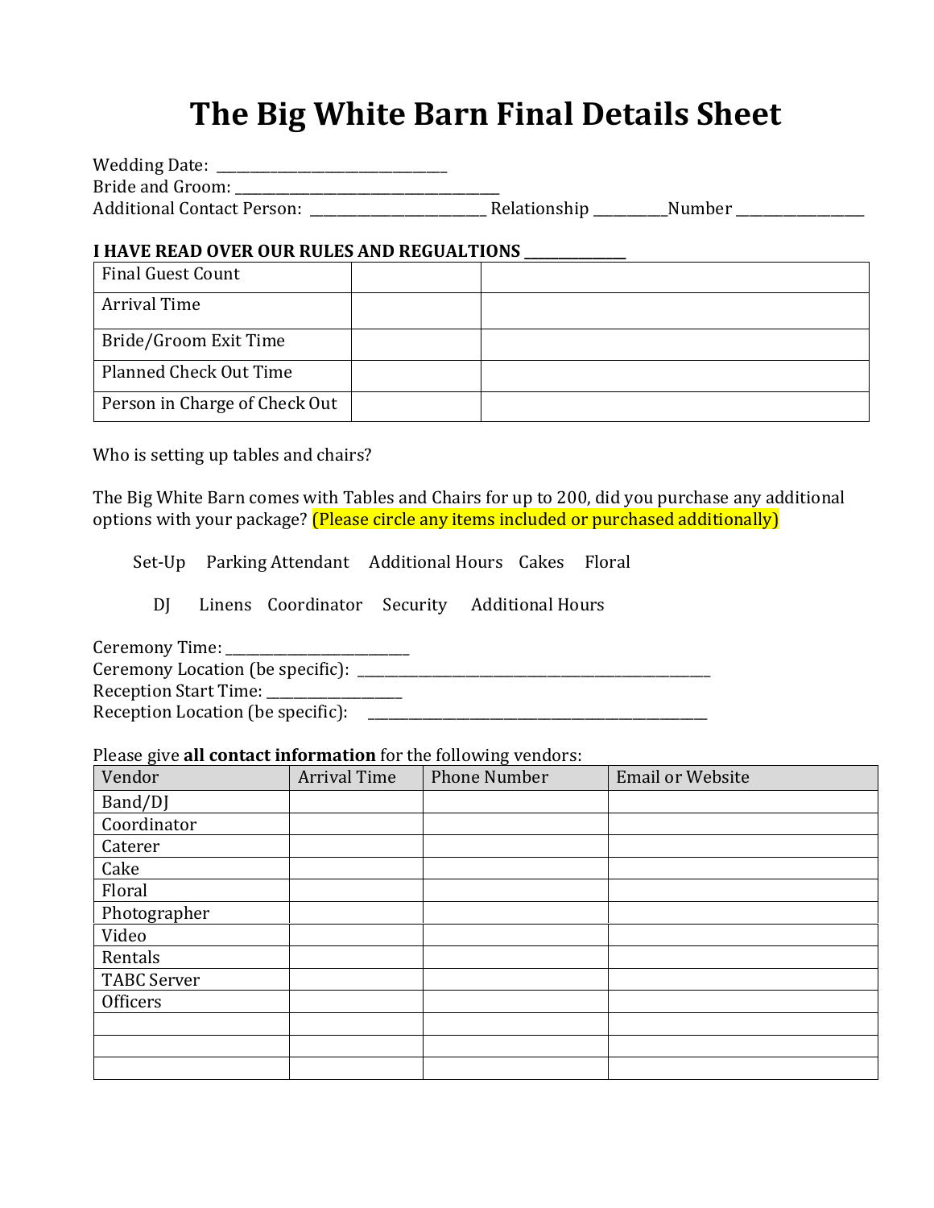# The Big White Barn Final Details Sheet

Wedding Date: ______________________________
Bride and Groom: ___________________________________
Additional Contact Person: _______________________ Relationship __________Number _________________

**I HAVE READ OVER OUR RULES AND REGUALTIONS ______________**

| | | |
|---|---|---|
| Final Guest Count | | |
| Arrival Time | | |
| Bride/Groom Exit Time | | |
| Planned Check Out Time | | |
| Person in Charge of Check Out | | |

Who is setting up tables and chairs?

The Big White Barn comes with Tables and Chairs for up to 200, did you purchase any additional options with your package? (Please circle any items included or purchased additionally)

Set-Up   Parking Attendant   Additional Hours   Cakes   Floral

DJ   Linens   Coordinator   Security   Additional Hours

Ceremony Time: _________________________
Ceremony Location (be specific): ___________________________________________________
Reception Start Time: ___________________
Reception Location (be specific): _________________________________________________

Please give **all contact information** for the following vendors:

| Vendor | Arrival Time | Phone Number | Email or Website |
|---|---|---|---|
| Band/DJ | | | |
| Coordinator | | | |
| Caterer | | | |
| Cake | | | |
| Floral | | | |
| Photographer | | | |
| Video | | | |
| Rentals | | | |
| TABC Server | | | |
| Officers | | | |
| | | | |
| | | | |
| | | | |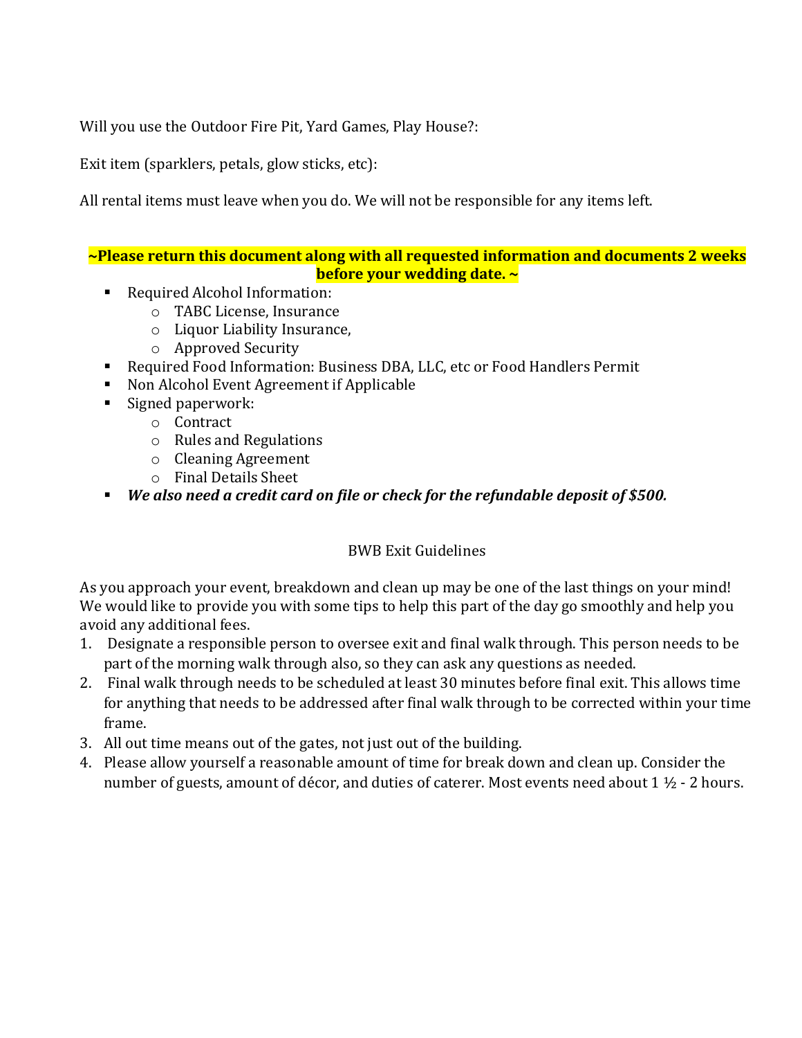Will you use the Outdoor Fire Pit, Yard Games, Play House?:

Exit item (sparklers, petals, glow sticks, etc):

All rental items must leave when you do. We will not be responsible for any items left.

**~Please return this document along with all requested information and documents 2 weeks before your wedding date. ~**

- Required Alcohol Information:
  - TABC License, Insurance
  - Liquor Liability Insurance,
  - Approved Security
- Required Food Information: Business DBA, LLC, etc or Food Handlers Permit
- Non Alcohol Event Agreement if Applicable
- Signed paperwork:
  - Contract
  - Rules and Regulations
  - Cleaning Agreement
  - Final Details Sheet
- ***We also need a credit card on file or check for the refundable deposit of $500.***

BWB Exit Guidelines

As you approach your event, breakdown and clean up may be one of the last things on your mind! We would like to provide you with some tips to help this part of the day go smoothly and help you avoid any additional fees.

1. Designate a responsible person to oversee exit and final walk through. This person needs to be part of the morning walk through also, so they can ask any questions as needed.
2. Final walk through needs to be scheduled at least 30 minutes before final exit. This allows time for anything that needs to be addressed after final walk through to be corrected within your time frame.
3. All out time means out of the gates, not just out of the building.
4. Please allow yourself a reasonable amount of time for break down and clean up. Consider the number of guests, amount of décor, and duties of caterer. Most events need about 1 ½ - 2 hours.